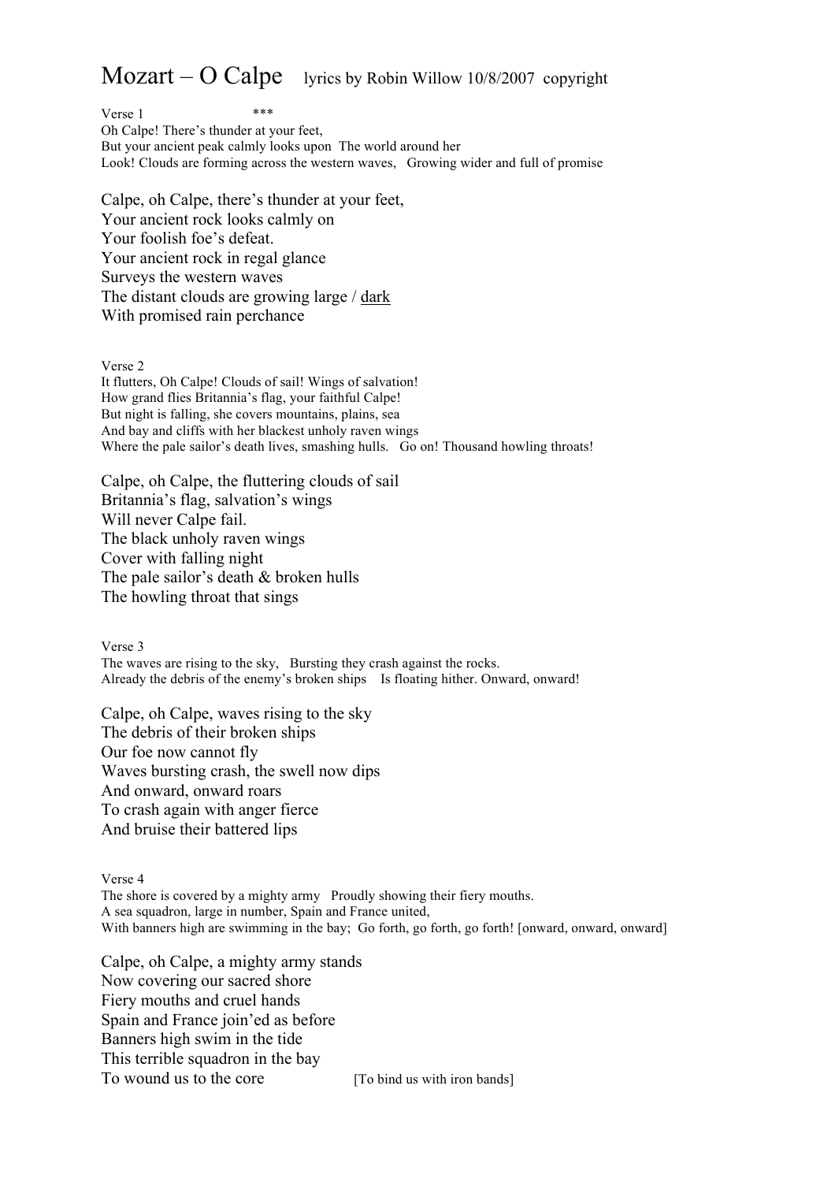# Mozart – O Calpe    lyrics by Robin Willow 10/8/2007  copyright

Verse 1                    ***

Oh Calpe! There's thunder at your feet,
But your ancient peak calmly looks upon  The world around her
Look! Clouds are forming across the western waves,   Growing wider and full of promise

Calpe, oh Calpe, there's thunder at your feet,
Your ancient rock looks calmly on
Your foolish foe's defeat.
Your ancient rock in regal glance
Surveys the western waves
The distant clouds are growing large / <u>dark</u>
With promised rain perchance

Verse 2

It flutters, Oh Calpe! Clouds of sail! Wings of salvation!
How grand flies Britannia's flag, your faithful Calpe!
But night is falling, she covers mountains, plains, sea
And bay and cliffs with her blackest unholy raven wings
Where the pale sailor's death lives, smashing hulls.   Go on! Thousand howling throats!

Calpe, oh Calpe, the fluttering clouds of sail
Britannia's flag, salvation's wings
Will never Calpe fail.
The black unholy raven wings
Cover with falling night
The pale sailor's death & broken hulls
The howling throat that sings

Verse 3

The waves are rising to the sky,   Bursting they crash against the rocks.
Already the debris of the enemy's broken ships   Is floating hither. Onward, onward!

Calpe, oh Calpe, waves rising to the sky
The debris of their broken ships
Our foe now cannot fly
Waves bursting crash, the swell now dips
And onward, onward roars
To crash again with anger fierce
And bruise their battered lips

Verse 4

The shore is covered by a mighty army   Proudly showing their fiery mouths.
A sea squadron, large in number, Spain and France united,
With banners high are swimming in the bay;  Go forth, go forth, go forth! [onward, onward, onward]

Calpe, oh Calpe, a mighty army stands
Now covering our sacred shore
Fiery mouths and cruel hands
Spain and France join'ed as before
Banners high swim in the tide
This terrible squadron in the bay
To wound us to the core                    [To bind us with iron bands]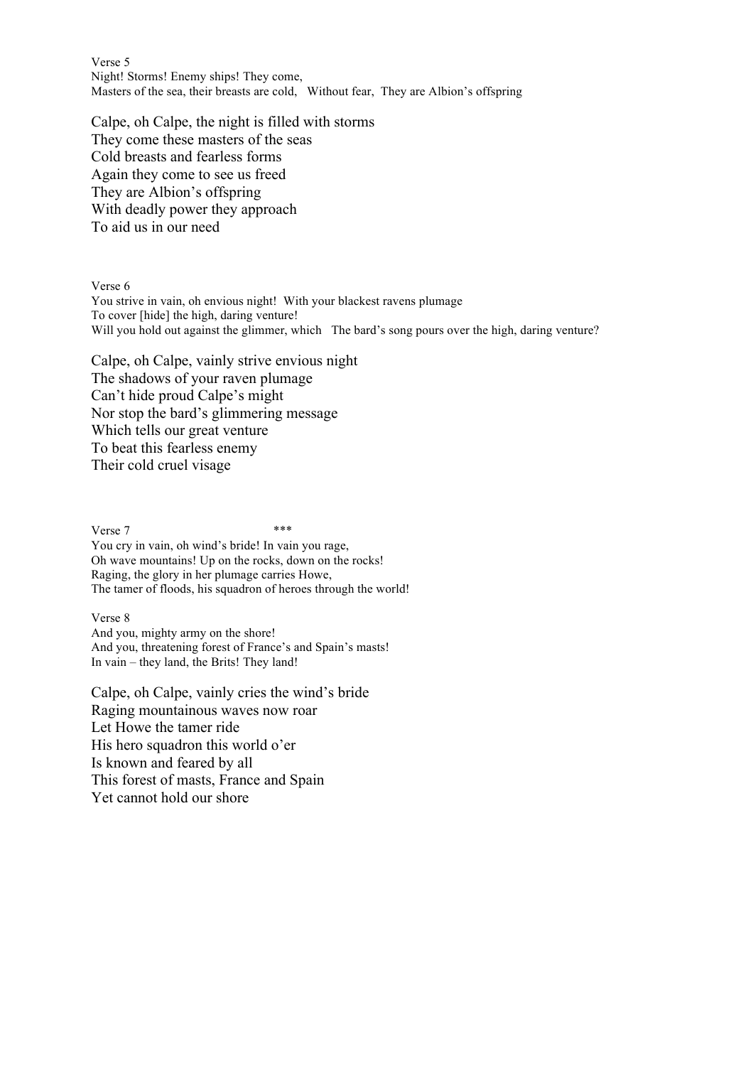Verse 5
Night! Storms! Enemy ships! They come,
Masters of the sea, their breasts are cold, Without fear, They are Albion's offspring

Calpe, oh Calpe, the night is filled with storms
They come these masters of the seas
Cold breasts and fearless forms
Again they come to see us freed
They are Albion's offspring
With deadly power they approach
To aid us in our need

Verse 6
You strive in vain, oh envious night! With your blackest ravens plumage
To cover [hide] the high, daring venture!
Will you hold out against the glimmer, which The bard's song pours over the high, daring venture?

Calpe, oh Calpe, vainly strive envious night
The shadows of your raven plumage
Can't hide proud Calpe's might
Nor stop the bard's glimmering message
Which tells our great venture
To beat this fearless enemy
Their cold cruel visage

Verse 7 ***
You cry in vain, oh wind's bride! In vain you rage,
Oh wave mountains! Up on the rocks, down on the rocks!
Raging, the glory in her plumage carries Howe,
The tamer of floods, his squadron of heroes through the world!

Verse 8
And you, mighty army on the shore!
And you, threatening forest of France's and Spain's masts!
In vain – they land, the Brits! They land!

Calpe, oh Calpe, vainly cries the wind's bride
Raging mountainous waves now roar
Let Howe the tamer ride
His hero squadron this world o'er
Is known and feared by all
This forest of masts, France and Spain
Yet cannot hold our shore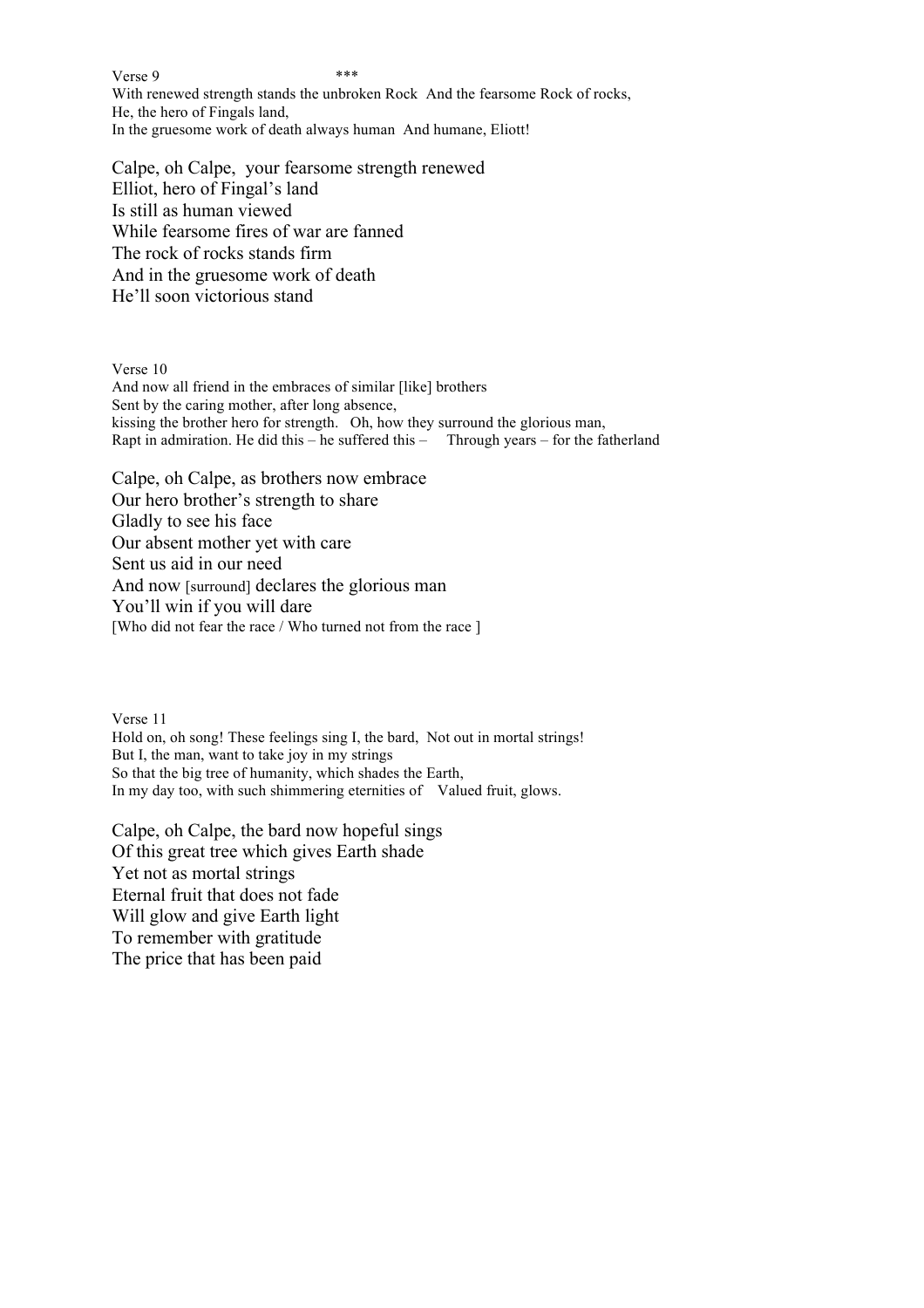Verse 9 ***

With renewed strength stands the unbroken Rock And the fearsome Rock of rocks,
He, the hero of Fingals land,
In the gruesome work of death always human And humane, Eliott!

Calpe, oh Calpe, your fearsome strength renewed
Elliot, hero of Fingal's land
Is still as human viewed
While fearsome fires of war are fanned
The rock of rocks stands firm
And in the gruesome work of death
He'll soon victorious stand

Verse 10

And now all friend in the embraces of similar [like] brothers
Sent by the caring mother, after long absence,
kissing the brother hero for strength. Oh, how they surround the glorious man,
Rapt in admiration. He did this – he suffered this – Through years – for the fatherland

Calpe, oh Calpe, as brothers now embrace
Our hero brother's strength to share
Gladly to see his face
Our absent mother yet with care
Sent us aid in our need
And now [surround] declares the glorious man
You'll win if you will dare
[Who did not fear the race / Who turned not from the race ]

Verse 11

Hold on, oh song! These feelings sing I, the bard, Not out in mortal strings!
But I, the man, want to take joy in my strings
So that the big tree of humanity, which shades the Earth,
In my day too, with such shimmering eternities of Valued fruit, glows.

Calpe, oh Calpe, the bard now hopeful sings
Of this great tree which gives Earth shade
Yet not as mortal strings
Eternal fruit that does not fade
Will glow and give Earth light
To remember with gratitude
The price that has been paid